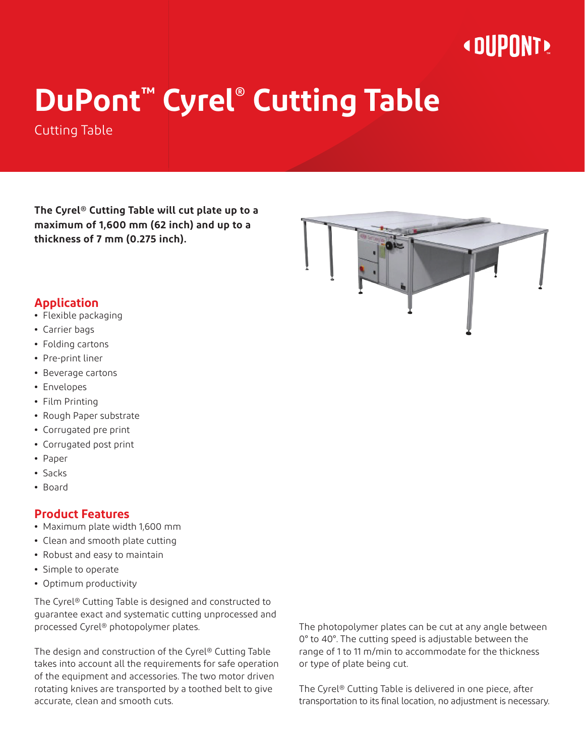# DuPont™ Cyrel® Cutting Table

Cutting Table

**The Cyrel® Cutting Table will cut plate up to a maximum of 1,600 mm (62 inch) and up to a thickness of 7 mm (0.275 inch).**

## Application

- Flexible packaging
- Carrier bags
- Folding cartons
- Pre-print liner
- Beverage cartons
- Envelopes
- Film Printing
- Rough Paper substrate
- Corrugated pre print
- Corrugated post print
- Paper
- Sacks
- Board

## Product Features

- Maximum plate width 1,600 mm
- Clean and smooth plate cutting
- Robust and easy to maintain
- Simple to operate
- Optimum productivity

The Cyrel® Cutting Table is designed and constructed to guarantee exact and systematic cutting unprocessed and processed Cyrel® photopolymer plates.

The design and construction of the Cyrel® Cutting Table takes into account all the requirements for safe operation of the equipment and accessories. The two motor driven rotating knives are transported by a toothed belt to give accurate, clean and smooth cuts.

The photopolymer plates can be cut at any angle between 0° to 40°. The cutting speed is adjustable between the range of 1 to 11 m/min to accommodate for the thickness or type of plate being cut.

The Cyrel® Cutting Table is delivered in one piece, after transportation to its final location, no adjustment is necessary.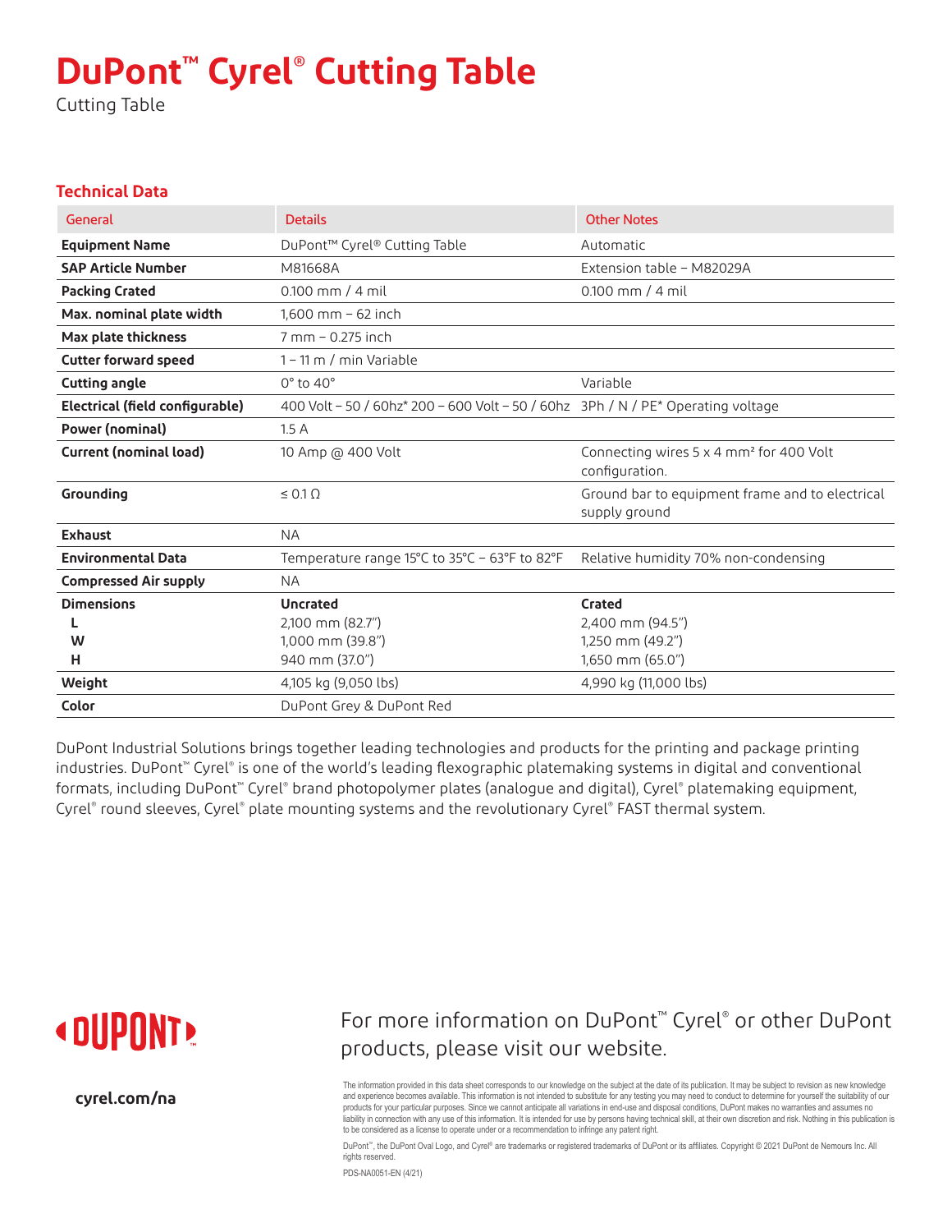# DuPont™ Cyrel® Cutting Table

Cutting Table

## Technical Data

| General | Details | Other Notes |
| --- | --- | --- |
| **Equipment Name** | DuPont™ Cyrel® Cutting Table | Automatic |
| **SAP Article Number** | M81668A | Extension table – M82029A |
| **Packing Crated** | 0.100 mm / 4 mil | 0.100 mm / 4 mil |
| **Max. nominal plate width** | 1,600 mm – 62 inch | |
| **Max plate thickness** | 7 mm – 0.275 inch | |
| **Cutter forward speed** | 1 – 11 m / min Variable | |
| **Cutting angle** | 0° to 40° | Variable |
| **Electrical (field configurable)** | 400 Volt – 50 / 60hz* 200 – 600 Volt – 50 / 60hz | 3Ph / N / PE* Operating voltage |
| **Power (nominal)** | 1.5 A | |
| **Current (nominal load)** | 10 Amp @ 400 Volt | Connecting wires 5 x 4 mm² for 400 Volt configuration. |
| **Grounding** | ≤ 0.1 Ω | Ground bar to equipment frame and to electrical supply ground |
| **Exhaust** | NA | |
| **Environmental Data** | Temperature range 15°C to 35°C – 63°F to 82°F | Relative humidity 70% non-condensing |
| **Compressed Air supply** | NA | |
| **Dimensions** | **Uncrated** | **Crated** |
| **L** | 2,100 mm (82.7") | 2,400 mm (94.5") |
| **W** | 1,000 mm (39.8") | 1,250 mm (49.2") |
| **H** | 940 mm (37.0") | 1,650 mm (65.0") |
| **Weight** | 4,105 kg (9,050 lbs) | 4,990 kg (11,000 lbs) |
| **Color** | DuPont Grey & DuPont Red | |

DuPont Industrial Solutions brings together leading technologies and products for the printing and package printing industries. DuPont™ Cyrel® is one of the world's leading flexographic platemaking systems in digital and conventional formats, including DuPont™ Cyrel® brand photopolymer plates (analogue and digital), Cyrel® platemaking equipment, Cyrel® round sleeves, Cyrel® plate mounting systems and the revolutionary Cyrel® FAST thermal system.

DUPONT

cyrel.com/na

For more information on DuPont™ Cyrel® or other DuPont products, please visit our website.

The information provided in this data sheet corresponds to our knowledge on the subject at the date of its publication. It may be subject to revision as new knowledge and experience becomes available. This information is not intended to substitute for any testing you may need to conduct to determine for yourself the suitability of our products for your particular purposes. Since we cannot anticipate all variations in end-use and disposal conditions, DuPont makes no warranties and assumes no liability in connection with any use of this information. It is intended for use by persons having technical skill, at their own discretion and risk. Nothing in this publication is to be considered as a license to operate under or a recommendation to infringe any patent right.

DuPont™, the DuPont Oval Logo, and Cyrel® are trademarks or registered trademarks of DuPont or its affiliates. Copyright © 2021 DuPont de Nemours Inc. All rights reserved.

PDS-NA0051-EN (4/21)